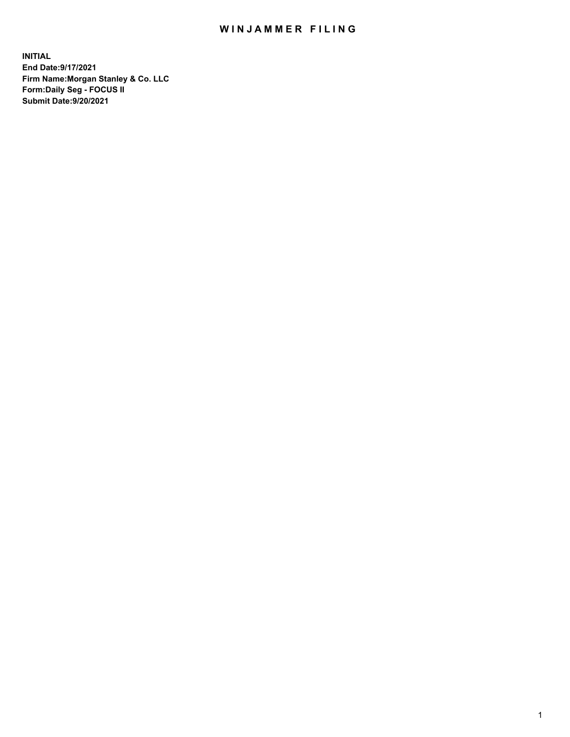# WINJAMMER FILING

**INITIAL**
**End Date:9/17/2021**
**Firm Name:Morgan Stanley & Co. LLC**
**Form:Daily Seg - FOCUS II**
**Submit Date:9/20/2021**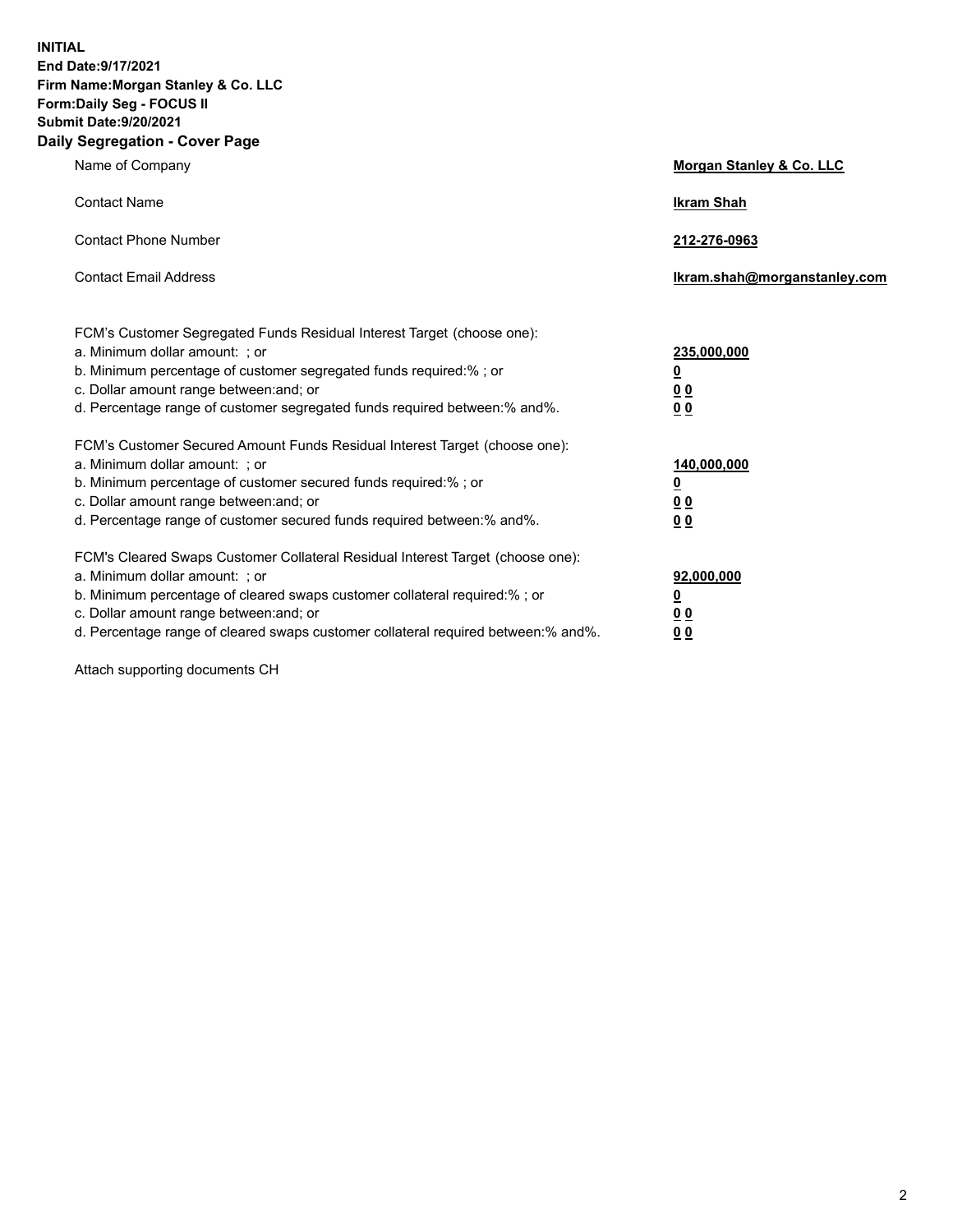**INITIAL**
**End Date:9/17/2021**
**Firm Name:Morgan Stanley & Co. LLC**
**Form:Daily Seg - FOCUS II**
**Submit Date:9/20/2021**
**Daily Segregation - Cover Page**

| | |
|---|---|
| Name of Company | **Morgan Stanley & Co. LLC** |
| Contact Name | **Ikram Shah** |
| Contact Phone Number | **212-276-0963** |
| Contact Email Address | **Ikram.shah@morganstanley.com** |

FCM's Customer Segregated Funds Residual Interest Target (choose one):

| | |
|---|---|
| a. Minimum dollar amount: ; or | **235,000,000** |
| b. Minimum percentage of customer segregated funds required:% ; or | **0** |
| c. Dollar amount range between:and; or | **0 0** |
| d. Percentage range of customer segregated funds required between:% and%. | **0 0** |

FCM's Customer Secured Amount Funds Residual Interest Target (choose one):

| | |
|---|---|
| a. Minimum dollar amount: ; or | **140,000,000** |
| b. Minimum percentage of customer secured funds required:% ; or | **0** |
| c. Dollar amount range between:and; or | **0 0** |
| d. Percentage range of customer secured funds required between:% and%. | **0 0** |

FCM's Cleared Swaps Customer Collateral Residual Interest Target (choose one):

| | |
|---|---|
| a. Minimum dollar amount: ; or | **92,000,000** |
| b. Minimum percentage of cleared swaps customer collateral required:% ; or | **0** |
| c. Dollar amount range between:and; or | **0 0** |
| d. Percentage range of cleared swaps customer collateral required between:% and%. | **0 0** |

Attach supporting documents CH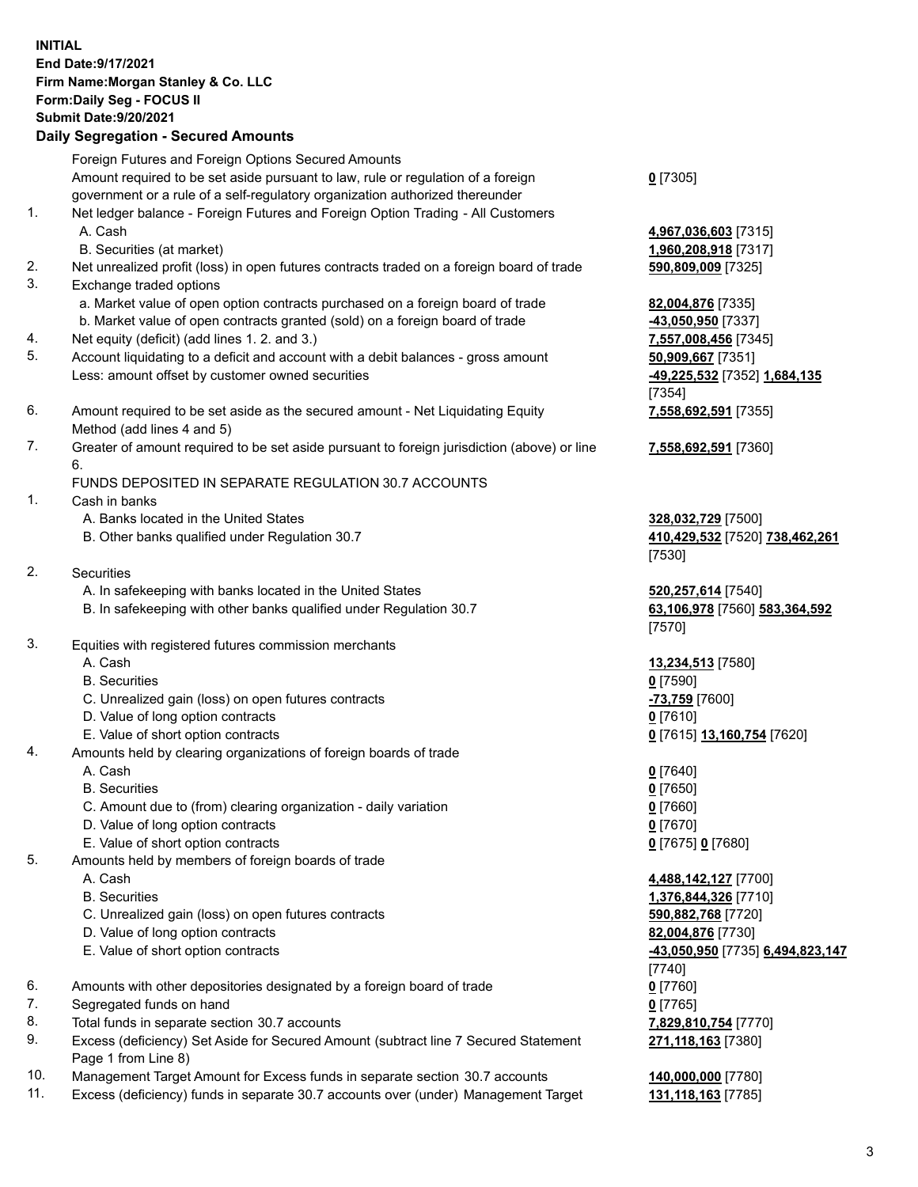**INITIAL**
**End Date:9/17/2021**
**Firm Name:Morgan Stanley & Co. LLC**
**Form:Daily Seg - FOCUS II**
**Submit Date:9/20/2021**

## Daily Segregation - Secured Amounts

| | Description | Amount |
|---|---|---|
| | Foreign Futures and Foreign Options Secured Amounts | |
| | Amount required to be set aside pursuant to law, rule or regulation of a foreign government or a rule of a self-regulatory organization authorized thereunder | **0** [7305] |
| 1. | Net ledger balance - Foreign Futures and Foreign Option Trading - All Customers | |
| | A. Cash | **4,967,036,603** [7315] |
| | B. Securities (at market) | **1,960,208,918** [7317] |
| 2. | Net unrealized profit (loss) in open futures contracts traded on a foreign board of trade | **590,809,009** [7325] |
| 3. | Exchange traded options | |
| | a. Market value of open option contracts purchased on a foreign board of trade | **82,004,876** [7335] |
| | b. Market value of open contracts granted (sold) on a foreign board of trade | **-43,050,950** [7337] |
| 4. | Net equity (deficit) (add lines 1. 2. and 3.) | **7,557,008,456** [7345] |
| 5. | Account liquidating to a deficit and account with a debit balances - gross amount | **50,909,667** [7351] |
| | Less: amount offset by customer owned securities | **-49,225,532** [7352] **1,684,135** [7354] |
| 6. | Amount required to be set aside as the secured amount - Net Liquidating Equity Method (add lines 4 and 5) | **7,558,692,591** [7355] |
| 7. | Greater of amount required to be set aside pursuant to foreign jurisdiction (above) or line 6. | **7,558,692,591** [7360] |
| | FUNDS DEPOSITED IN SEPARATE REGULATION 30.7 ACCOUNTS | |
| 1. | Cash in banks | |
| | A. Banks located in the United States | **328,032,729** [7500] |
| | B. Other banks qualified under Regulation 30.7 | **410,429,532** [7520] **738,462,261** [7530] |
| 2. | Securities | |
| | A. In safekeeping with banks located in the United States | **520,257,614** [7540] |
| | B. In safekeeping with other banks qualified under Regulation 30.7 | **63,106,978** [7560] **583,364,592** [7570] |
| 3. | Equities with registered futures commission merchants | |
| | A. Cash | **13,234,513** [7580] |
| | B. Securities | **0** [7590] |
| | C. Unrealized gain (loss) on open futures contracts | **-73,759** [7600] |
| | D. Value of long option contracts | **0** [7610] |
| | E. Value of short option contracts | **0** [7615] **13,160,754** [7620] |
| 4. | Amounts held by clearing organizations of foreign boards of trade | |
| | A. Cash | **0** [7640] |
| | B. Securities | **0** [7650] |
| | C. Amount due to (from) clearing organization - daily variation | **0** [7660] |
| | D. Value of long option contracts | **0** [7670] |
| | E. Value of short option contracts | **0** [7675] **0** [7680] |
| 5. | Amounts held by members of foreign boards of trade | |
| | A. Cash | **4,488,142,127** [7700] |
| | B. Securities | **1,376,844,326** [7710] |
| | C. Unrealized gain (loss) on open futures contracts | **590,882,768** [7720] |
| | D. Value of long option contracts | **82,004,876** [7730] |
| | E. Value of short option contracts | **-43,050,950** [7735] **6,494,823,147** [7740] |
| 6. | Amounts with other depositories designated by a foreign board of trade | **0** [7760] |
| 7. | Segregated funds on hand | **0** [7765] |
| 8. | Total funds in separate section 30.7 accounts | **7,829,810,754** [7770] |
| 9. | Excess (deficiency) Set Aside for Secured Amount (subtract line 7 Secured Statement Page 1 from Line 8) | **271,118,163** [7380] |
| 10. | Management Target Amount for Excess funds in separate section 30.7 accounts | **140,000,000** [7780] |
| 11. | Excess (deficiency) funds in separate 30.7 accounts over (under) Management Target | **131,118,163** [7785] |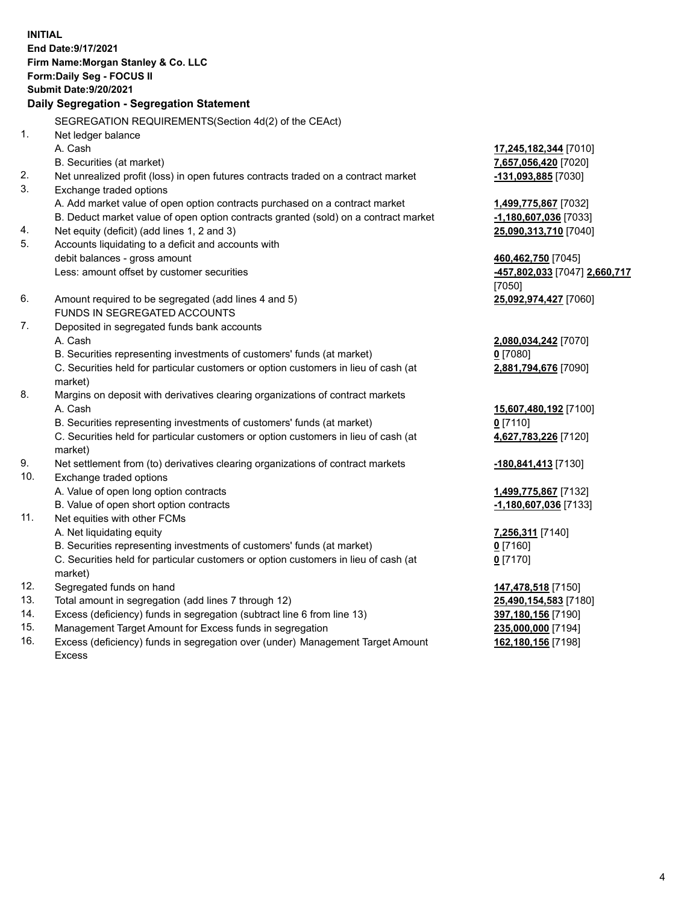**INITIAL**
**End Date:9/17/2021**
**Firm Name:Morgan Stanley & Co. LLC**
**Form:Daily Seg - FOCUS II**
**Submit Date:9/20/2021**

## Daily Segregation - Segregation Statement

SEGREGATION REQUIREMENTS(Section 4d(2) of the CEAct)

| | | |
|---|---|---|
| 1. | Net ledger balance | |
| | A. Cash | **17,245,182,344** [7010] |
| | B. Securities (at market) | **7,657,056,420** [7020] |
| 2. | Net unrealized profit (loss) in open futures contracts traded on a contract market | **-131,093,885** [7030] |
| 3. | Exchange traded options | |
| | A. Add market value of open option contracts purchased on a contract market | **1,499,775,867** [7032] |
| | B. Deduct market value of open option contracts granted (sold) on a contract market | **-1,180,607,036** [7033] |
| 4. | Net equity (deficit) (add lines 1, 2 and 3) | **25,090,313,710** [7040] |
| 5. | Accounts liquidating to a deficit and accounts with debit balances - gross amount | **460,462,750** [7045] |
| | Less: amount offset by customer securities | **-457,802,033** [7047] **2,660,717** [7050] |
| 6. | Amount required to be segregated (add lines 4 and 5) | **25,092,974,427** [7060] |
| | FUNDS IN SEGREGATED ACCOUNTS | |
| 7. | Deposited in segregated funds bank accounts | |
| | A. Cash | **2,080,034,242** [7070] |
| | B. Securities representing investments of customers' funds (at market) | **0** [7080] |
| | C. Securities held for particular customers or option customers in lieu of cash (at market) | **2,881,794,676** [7090] |
| 8. | Margins on deposit with derivatives clearing organizations of contract markets | |
| | A. Cash | **15,607,480,192** [7100] |
| | B. Securities representing investments of customers' funds (at market) | **0** [7110] |
| | C. Securities held for particular customers or option customers in lieu of cash (at market) | **4,627,783,226** [7120] |
| 9. | Net settlement from (to) derivatives clearing organizations of contract markets | **-180,841,413** [7130] |
| 10. | Exchange traded options | |
| | A. Value of open long option contracts | **1,499,775,867** [7132] |
| | B. Value of open short option contracts | **-1,180,607,036** [7133] |
| 11. | Net equities with other FCMs | |
| | A. Net liquidating equity | **7,256,311** [7140] |
| | B. Securities representing investments of customers' funds (at market) | **0** [7160] |
| | C. Securities held for particular customers or option customers in lieu of cash (at market) | **0** [7170] |
| 12. | Segregated funds on hand | **147,478,518** [7150] |
| 13. | Total amount in segregation (add lines 7 through 12) | **25,490,154,583** [7180] |
| 14. | Excess (deficiency) funds in segregation (subtract line 6 from line 13) | **397,180,156** [7190] |
| 15. | Management Target Amount for Excess funds in segregation | **235,000,000** [7194] |
| 16. | Excess (deficiency) funds in segregation over (under) Management Target Amount Excess | **162,180,156** [7198] |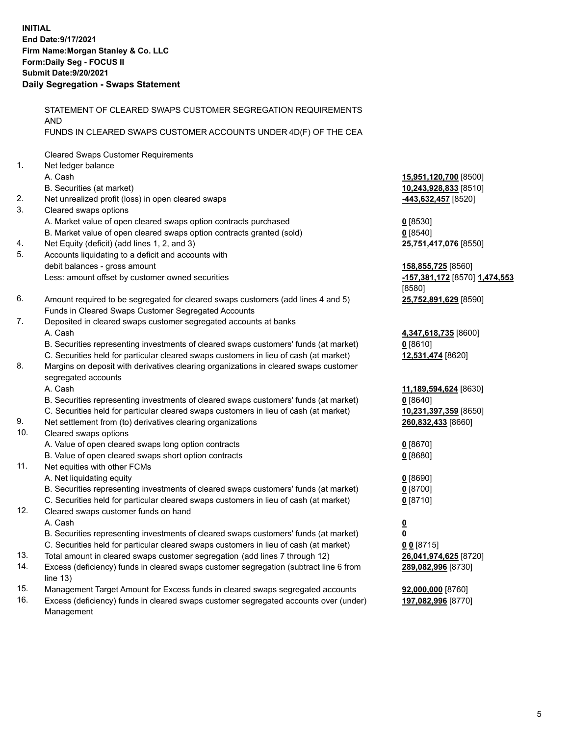**INITIAL**
**End Date:9/17/2021**
**Firm Name:Morgan Stanley & Co. LLC**
**Form:Daily Seg - FOCUS II**
**Submit Date:9/20/2021**
**Daily Segregation - Swaps Statement**

STATEMENT OF CLEARED SWAPS CUSTOMER SEGREGATION REQUIREMENTS AND FUNDS IN CLEARED SWAPS CUSTOMER ACCOUNTS UNDER 4D(F) OF THE CEA

| | | |
|---|---|---|
| | Cleared Swaps Customer Requirements | |
| 1. | Net ledger balance | |
| | A. Cash | **15,951,120,700** [8500] |
| | B. Securities (at market) | **10,243,928,833** [8510] |
| 2. | Net unrealized profit (loss) in open cleared swaps | **-443,632,457** [8520] |
| 3. | Cleared swaps options | |
| | A. Market value of open cleared swaps option contracts purchased | **0** [8530] |
| | B. Market value of open cleared swaps option contracts granted (sold) | **0** [8540] |
| 4. | Net Equity (deficit) (add lines 1, 2, and 3) | **25,751,417,076** [8550] |
| 5. | Accounts liquidating to a deficit and accounts with debit balances - gross amount | **158,855,725** [8560] |
| | Less: amount offset by customer owned securities | **-157,381,172** [8570] **1,474,553** [8580] |
| 6. | Amount required to be segregated for cleared swaps customers (add lines 4 and 5) | **25,752,891,629** [8590] |
| | Funds in Cleared Swaps Customer Segregated Accounts | |
| 7. | Deposited in cleared swaps customer segregated accounts at banks | |
| | A. Cash | **4,347,618,735** [8600] |
| | B. Securities representing investments of cleared swaps customers' funds (at market) | **0** [8610] |
| | C. Securities held for particular cleared swaps customers in lieu of cash (at market) | **12,531,474** [8620] |
| 8. | Margins on deposit with derivatives clearing organizations in cleared swaps customer segregated accounts | |
| | A. Cash | **11,189,594,624** [8630] |
| | B. Securities representing investments of cleared swaps customers' funds (at market) | **0** [8640] |
| | C. Securities held for particular cleared swaps customers in lieu of cash (at market) | **10,231,397,359** [8650] |
| 9. | Net settlement from (to) derivatives clearing organizations | **260,832,433** [8660] |
| 10. | Cleared swaps options | |
| | A. Value of open cleared swaps long option contracts | **0** [8670] |
| | B. Value of open cleared swaps short option contracts | **0** [8680] |
| 11. | Net equities with other FCMs | |
| | A. Net liquidating equity | **0** [8690] |
| | B. Securities representing investments of cleared swaps customers' funds (at market) | **0** [8700] |
| | C. Securities held for particular cleared swaps customers in lieu of cash (at market) | **0** [8710] |
| 12. | Cleared swaps customer funds on hand | |
| | A. Cash | **0** |
| | B. Securities representing investments of cleared swaps customers' funds (at market) | **0** |
| | C. Securities held for particular cleared swaps customers in lieu of cash (at market) | **0** **0** [8715] |
| 13. | Total amount in cleared swaps customer segregation (add lines 7 through 12) | **26,041,974,625** [8720] |
| 14. | Excess (deficiency) funds in cleared swaps customer segregation (subtract line 6 from line 13) | **289,082,996** [8730] |
| 15. | Management Target Amount for Excess funds in cleared swaps segregated accounts | **92,000,000** [8760] |
| 16. | Excess (deficiency) funds in cleared swaps customer segregated accounts over (under) Management | **197,082,996** [8770] |